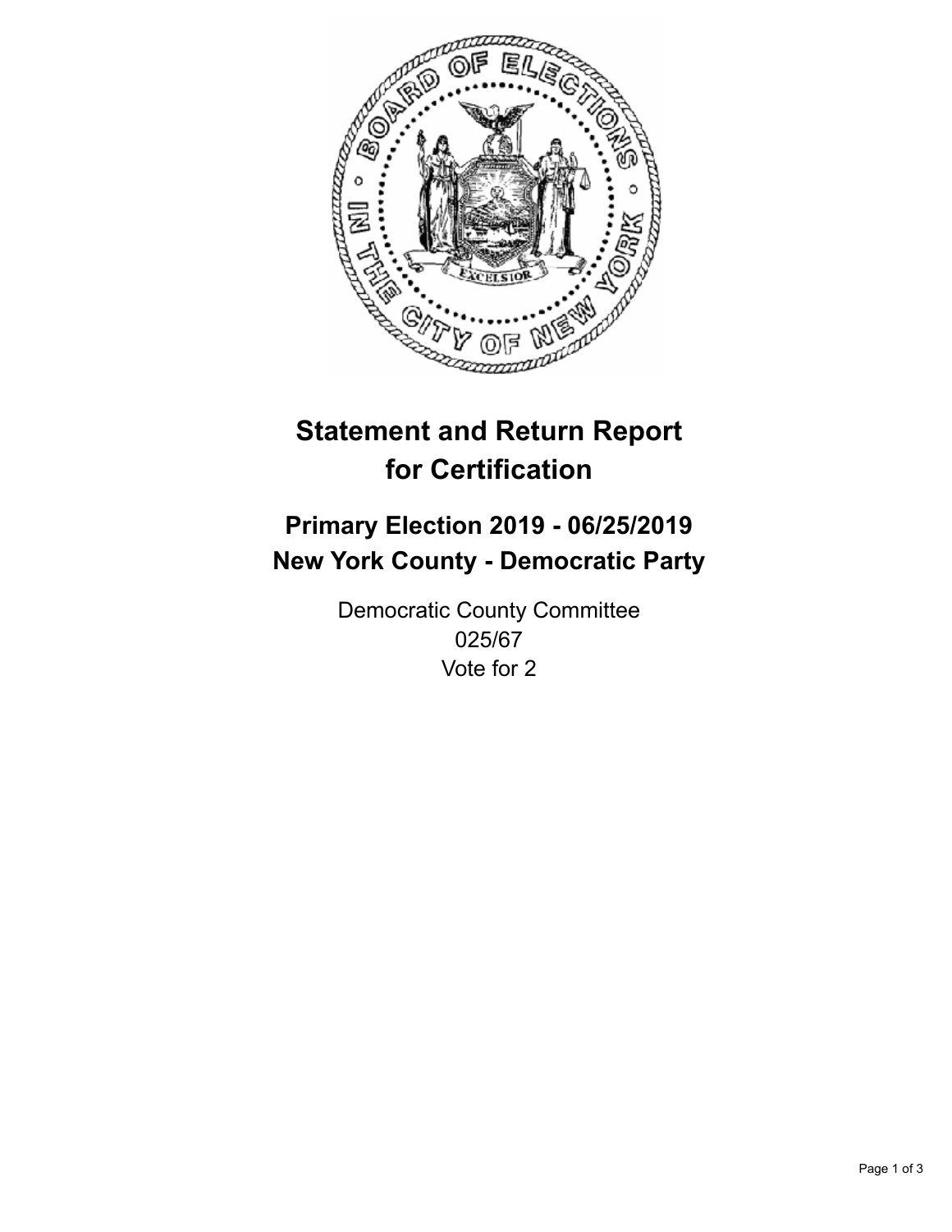# Statement and Return Report for Certification

## Primary Election 2019 - 06/25/2019
## New York County - Democratic Party

Democratic County Committee
025/67
Vote for 2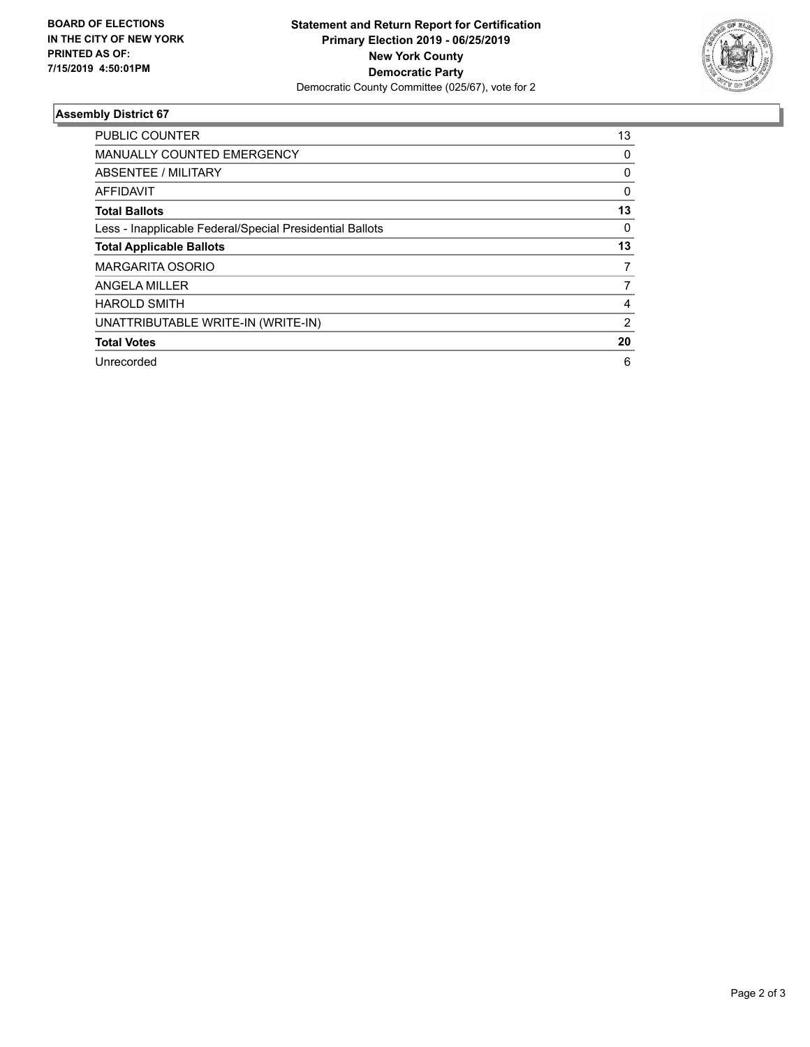**BOARD OF ELECTIONS IN THE CITY OF NEW YORK PRINTED AS OF: 7/15/2019 4:50:01PM**

**Statement and Return Report for Certification**
**Primary Election 2019 - 06/25/2019**
**New York County**
**Democratic Party**
Democratic County Committee (025/67), vote for 2

## Assembly District 67

| | |
|---|---|
| PUBLIC COUNTER | 13 |
| MANUALLY COUNTED EMERGENCY | 0 |
| ABSENTEE / MILITARY | 0 |
| AFFIDAVIT | 0 |
| **Total Ballots** | **13** |
| Less - Inapplicable Federal/Special Presidential Ballots | 0 |
| **Total Applicable Ballots** | **13** |
| MARGARITA OSORIO | 7 |
| ANGELA MILLER | 7 |
| HAROLD SMITH | 4 |
| UNATTRIBUTABLE WRITE-IN (WRITE-IN) | 2 |
| **Total Votes** | **20** |
| Unrecorded | 6 |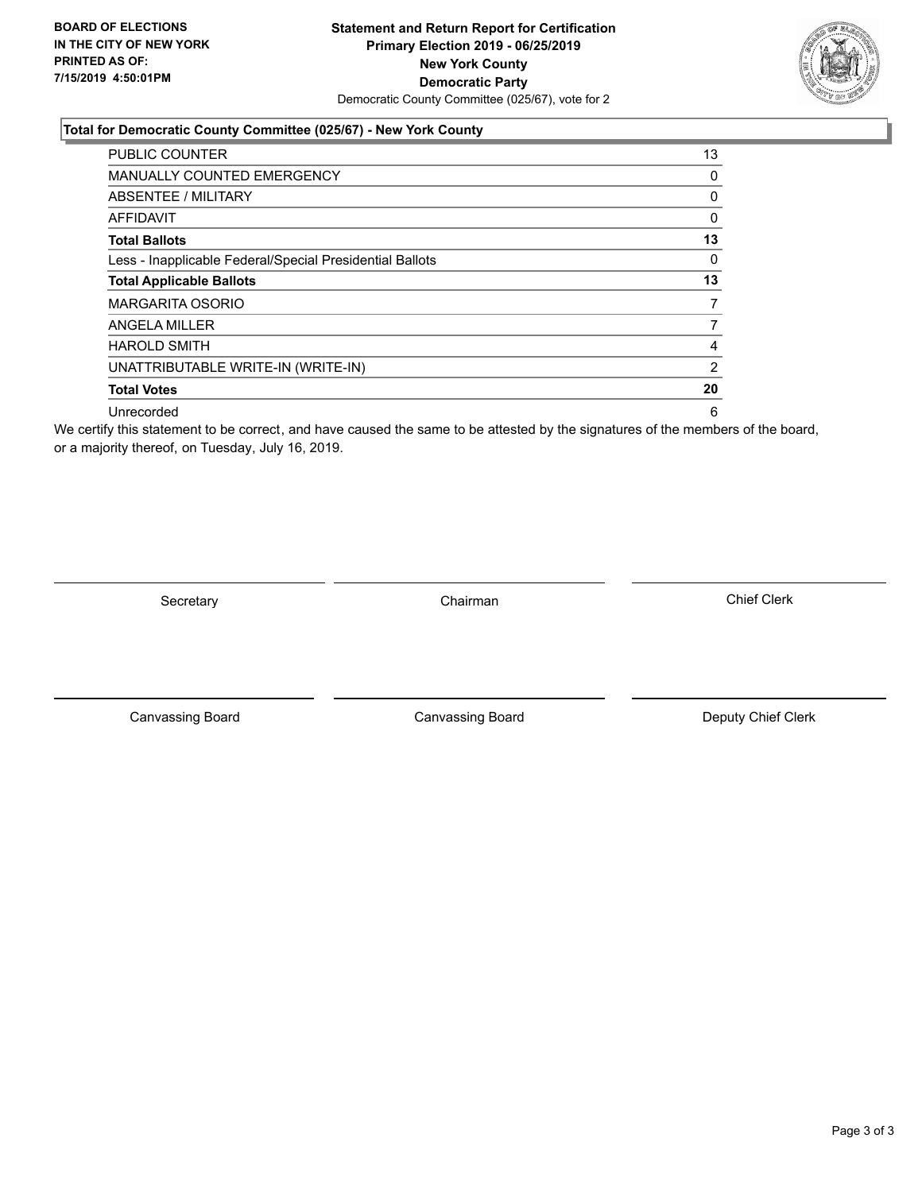**BOARD OF ELECTIONS IN THE CITY OF NEW YORK PRINTED AS OF: 7/15/2019 4:50:01PM**

**Statement and Return Report for Certification Primary Election 2019 - 06/25/2019 New York County Democratic Party**

Democratic County Committee (025/67), vote for 2

**Total for Democratic County Committee (025/67) - New York County**

| | |
|---|---|
| PUBLIC COUNTER | 13 |
| MANUALLY COUNTED EMERGENCY | 0 |
| ABSENTEE / MILITARY | 0 |
| AFFIDAVIT | 0 |
| **Total Ballots** | **13** |
| Less - Inapplicable Federal/Special Presidential Ballots | 0 |
| **Total Applicable Ballots** | **13** |
| MARGARITA OSORIO | 7 |
| ANGELA MILLER | 7 |
| HAROLD SMITH | 4 |
| UNATTRIBUTABLE WRITE-IN (WRITE-IN) | 2 |
| **Total Votes** | **20** |
| Unrecorded | 6 |

We certify this statement to be correct, and have caused the same to be attested by the signatures of the members of the board, or a majority thereof, on Tuesday, July 16, 2019.

Secretary

Chairman

Chief Clerk

Canvassing Board

Canvassing Board

Deputy Chief Clerk